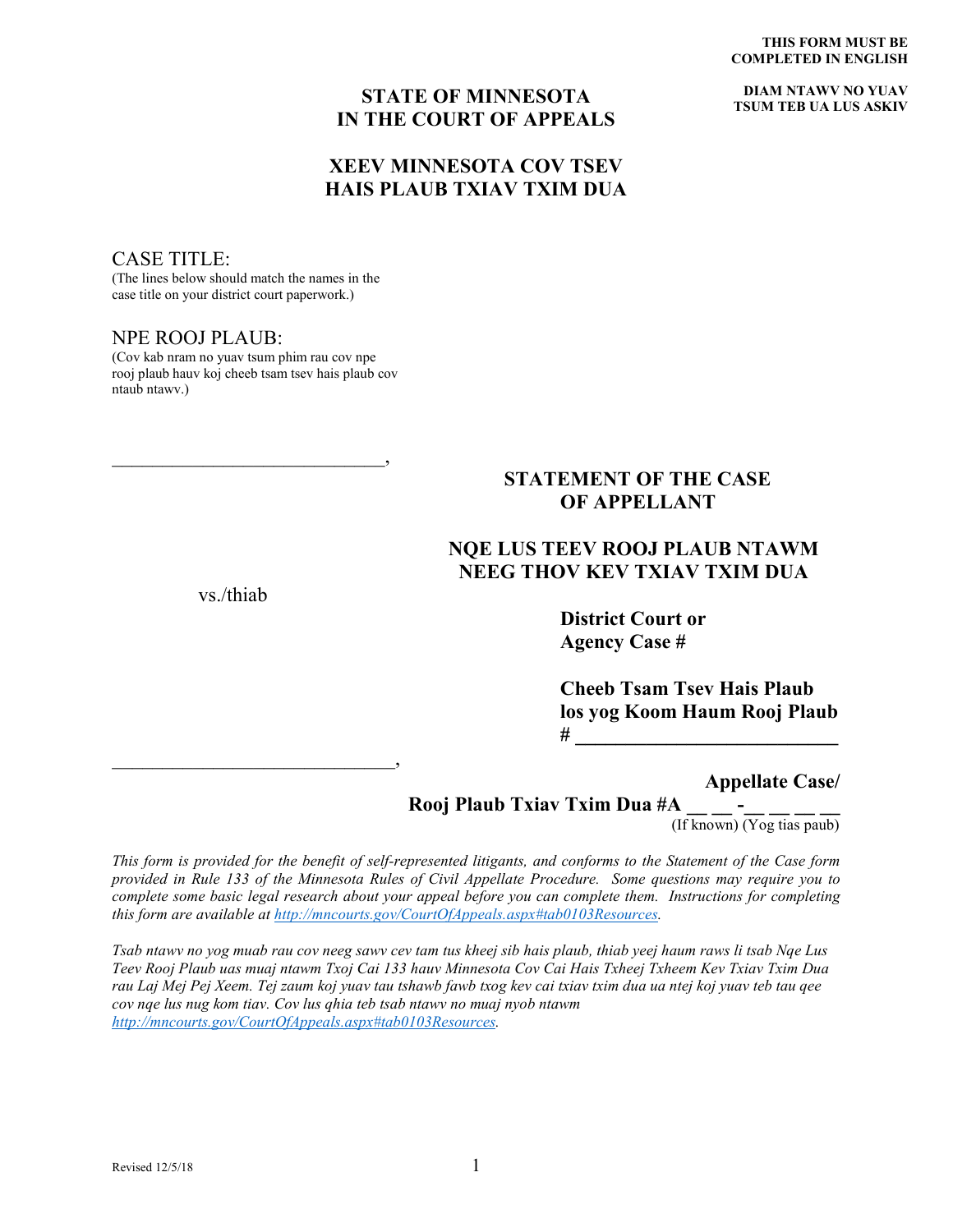**THIS FORM MUST BE COMPLETED IN ENGLISH**

**DIAM NTAWV NO YUAV TSUM TEB UA LUS ASKIV**

## STATE OF MINNESOTA
## IN THE COURT OF APPEALS

## XEEV MINNESOTA COV TSEV HAIS PLAUB TXIAV TXIM DUA

CASE TITLE:
(The lines below should match the names in the case title on your district court paperwork.)

NPE ROOJ PLAUB:
(Cov kab nram no yuav tsum phim rau cov npe rooj plaub hauv koj cheeb tsam tsev hais plaub cov ntaub ntawv.)

_______________________________,

vs./thiab

_______________________________,

**STATEMENT OF THE CASE OF APPELLANT**

**NQE LUS TEEV ROOJ PLAUB NTAWM NEEG THOV KEV TXIAV TXIM DUA**

**District Court or Agency Case #**

**Cheeb Tsam Tsev Hais Plaub los yog Koom Haum Rooj Plaub # ___________________________**

**Appellate Case/ Rooj Plaub Txiav Txim Dua #A __ __ -__ __ __ __**
(If known) (Yog tias paub)

*This form is provided for the benefit of self-represented litigants, and conforms to the Statement of the Case form provided in Rule 133 of the Minnesota Rules of Civil Appellate Procedure. Some questions may require you to complete some basic legal research about your appeal before you can complete them. Instructions for completing this form are available at http://mncourts.gov/CourtOfAppeals.aspx#tab0103Resources.*

*Tsab ntawv no yog muab rau cov neeg sawv cev tam tus kheej sib hais plaub, thiab yeej haum raws li tsab Nqe Lus Teev Rooj Plaub uas muaj ntawm Txoj Cai 133 hauv Minnesota Cov Cai Hais Txheej Txheem Kev Txiav Txim Dua rau Laj Mej Pej Xeem. Tej zaum koj yuav tau tshawb fawb txog kev cai txiav txim dua ua ntej koj yuav teb tau qee cov nqe lus nug kom tiav. Cov lus qhia teb tsab ntawv no muaj nyob ntawm http://mncourts.gov/CourtOfAppeals.aspx#tab0103Resources.*

Revised 12/5/18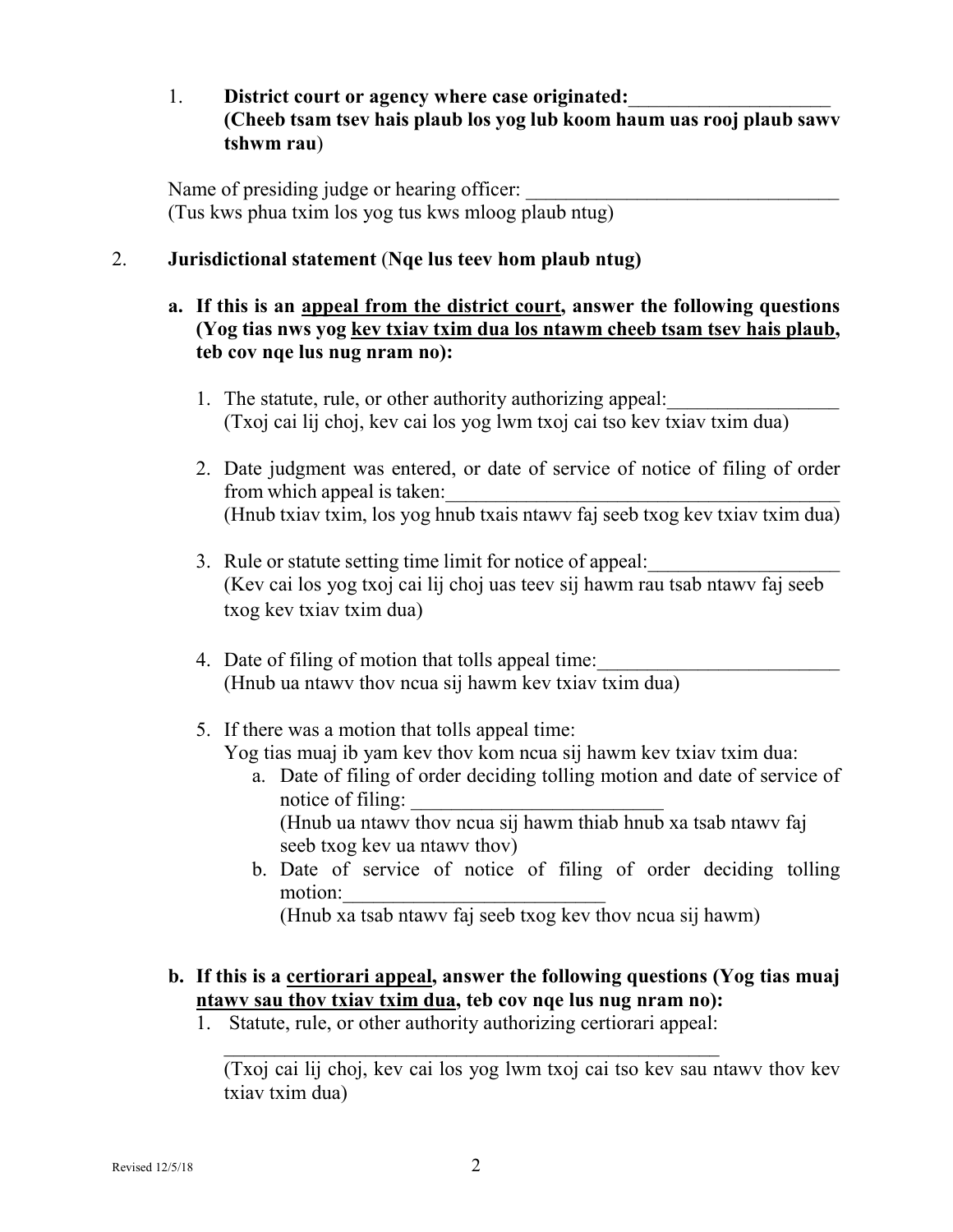1. **District court or agency where case originated:**____________________ **(Cheeb tsam tsev hais plaub los yog lub koom haum uas rooj plaub sawv tshwm rau)**

   Name of presiding judge or hearing officer: ________________________________
   (Tus kws phua txim los yog tus kws mloog plaub ntug)

2. **Jurisdictional statement (Nqe lus teev hom plaub ntug)**

   **a. If this is an <u>appeal from the district court</u>, answer the following questions (Yog tias nws yog <u>kev txiav txim dua los ntawm cheeb tsam tsev hais plaub</u>, teb cov nqe lus nug nram no):**

   1. The statute, rule, or other authority authorizing appeal:_________________
      (Txoj cai lij choj, kev cai los yog lwm txoj cai tso kev txiav txim dua)
   2. Date judgment was entered, or date of service of notice of filing of order from which appeal is taken:________________________________________
      (Hnub txiav txim, los yog hnub txais ntawv faj seeb txog kev txiav txim dua)
   3. Rule or statute setting time limit for notice of appeal:___________________
      (Kev cai los yog txoj cai lij choj uas teev sij hawm rau tsab ntawv faj seeb txog kev txiav txim dua)
   4. Date of filing of motion that tolls appeal time:_________________________
      (Hnub ua ntawv thov ncua sij hawm kev txiav txim dua)
   5. If there was a motion that tolls appeal time:
      Yog tias muaj ib yam kev thov kom ncua sij hawm kev txiav txim dua:
      a. Date of filing of order deciding tolling motion and date of service of notice of filing: _________________________
         (Hnub ua ntawv thov ncua sij hawm thiab hnub xa tsab ntawv faj seeb txog kev ua ntawv thov)
      b. Date of service of notice of filing of order deciding tolling motion:__________________________
         (Hnub xa tsab ntawv faj seeb txog kev thov ncua sij hawm)

   **b. If this is a <u>certiorari appeal</u>, answer the following questions (Yog tias muaj <u>ntawv sau thov txiav txim dua</u>, teb cov nqe lus nug nram no):**

   1. Statute, rule, or other authority authorizing certiorari appeal:
      ______________________________________________________
      (Txoj cai lij choj, kev cai los yog lwm txoj cai tso kev sau ntawv thov kev txiav txim dua)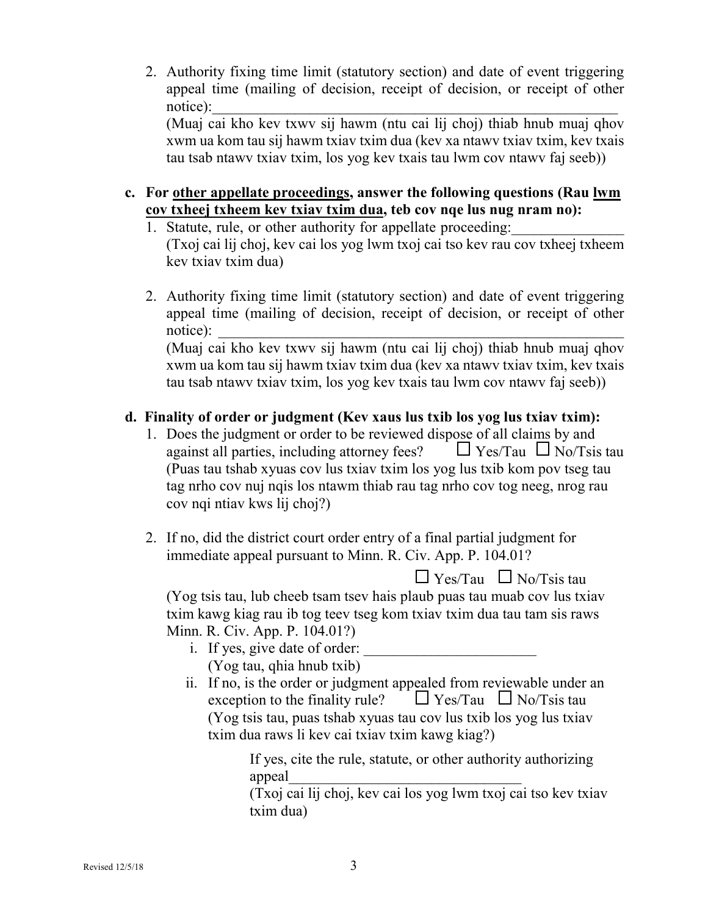2. Authority fixing time limit (statutory section) and date of event triggering appeal time (mailing of decision, receipt of decision, or receipt of other notice):_______________________________________________________
   (Muaj cai kho kev txwv sij hawm (ntu cai lij choj) thiab hnub muaj qhov xwm ua kom tau sij hawm txiav txim dua (kev xa ntawv txiav txim, kev txais tau tsab ntawv txiav txim, los yog kev txais tau lwm cov ntawv faj seeb))

**c. For <u>other appellate proceedings</u>, answer the following questions (Rau <u>lwm cov txheej txheem kev txiav txim dua</u>, teb cov nqe lus nug nram no):**

1. Statute, rule, or other authority for appellate proceeding:_______________
   (Txoj cai lij choj, kev cai los yog lwm txoj cai tso kev rau cov txheej txheem kev txiav txim dua)

2. Authority fixing time limit (statutory section) and date of event triggering appeal time (mailing of decision, receipt of decision, or receipt of other notice): _______________________________________________________
   (Muaj cai kho kev txwv sij hawm (ntu cai lij choj) thiab hnub muaj qhov xwm ua kom tau sij hawm txiav txim dua (kev xa ntawv txiav txim, kev txais tau tsab ntawv txiav txim, los yog kev txais tau lwm cov ntawv faj seeb))

**d. Finality of order or judgment (Kev xaus lus txib los yog lus txiav txim):**

1. Does the judgment or order to be reviewed dispose of all claims by and against all parties, including attorney fees? ☐ Yes/Tau ☐ No/Tsis tau
   (Puas tau tshab xyuas cov lus txiav txim los yog lus txib kom pov tseg tau tag nrho cov nuj nqis los ntawm thiab rau tag nrho cov tog neeg, nrog rau cov nqi ntiav kws lij choj?)

2. If no, did the district court order entry of a final partial judgment for immediate appeal pursuant to Minn. R. Civ. App. P. 104.01?

   ☐ Yes/Tau ☐ No/Tsis tau

   (Yog tsis tau, lub cheeb tsam tsev hais plaub puas tau muab cov lus txiav txim kawg kiag rau ib tog teev tseg kom txiav txim dua tau tam sis raws Minn. R. Civ. App. P. 104.01?)

   i. If yes, give date of order: _______________________
      (Yog tau, qhia hnub txib)
   ii. If no, is the order or judgment appealed from reviewable under an exception to the finality rule? ☐ Yes/Tau ☐ No/Tsis tau
      (Yog tsis tau, puas tshab xyuas tau cov lus txib los yog lus txiav txim dua raws li kev cai txiav txim kawg kiag?)

      If yes, cite the rule, statute, or other authority authorizing appeal________________________________
      (Txoj cai lij choj, kev cai los yog lwm txoj cai tso kev txiav txim dua)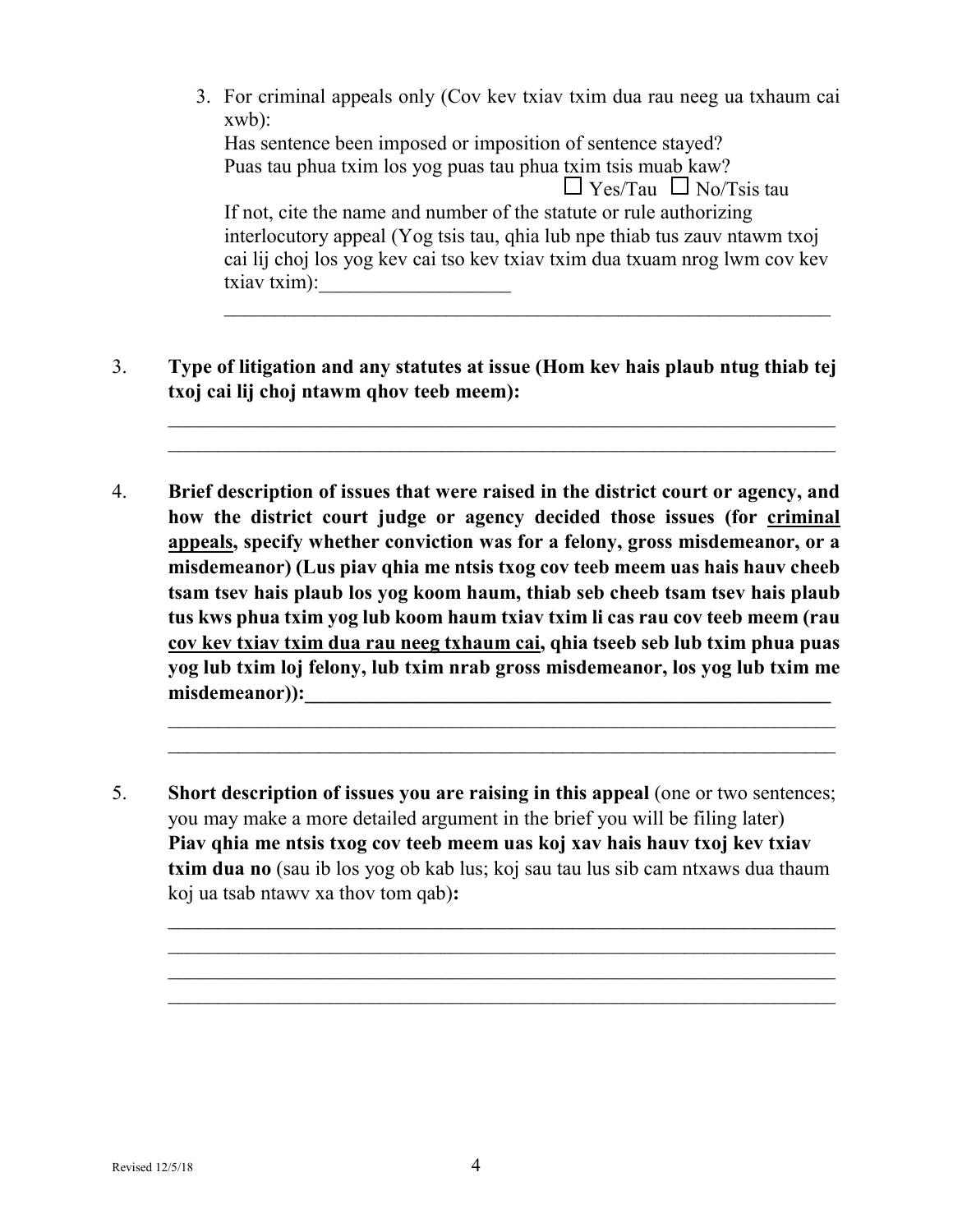3. For criminal appeals only (Cov kev txiav txim dua rau neeg ua txhaum cai xwb):
   Has sentence been imposed or imposition of sentence stayed?
   Puas tau phua txim los yog puas tau phua txim tsis muab kaw?
   ☐ Yes/Tau ☐ No/Tsis tau
   If not, cite the name and number of the statute or rule authorizing interlocutory appeal (Yog tsis tau, qhia lub npe thiab tus zauv ntawm txoj cai lij choj los yog kev cai tso kev txiav txim dua txuam nrog lwm cov kev txiav txim):___________________
   _______________________________________________________________

3. **Type of litigation and any statutes at issue (Hom kev hais plaub ntug thiab tej txoj cai lij choj ntawm qhov teeb meem):**

   _______________________________________________________________
   _______________________________________________________________

4. **Brief description of issues that were raised in the district court or agency, and how the district court judge or agency decided those issues (for <u>criminal appeals</u>, specify whether conviction was for a felony, gross misdemeanor, or a misdemeanor) (Lus piav qhia me ntsis txog cov teeb meem uas hais hauv cheeb tsam tsev hais plaub los yog koom haum, thiab seb cheeb tsam tsev hais plaub tus kws phua txim yog lub koom haum txiav txim li cas rau cov teeb meem (rau <u>cov kev txiav txim dua rau neeg txhaum cai</u>, qhia tseeb seb lub txim phua puas yog lub txim loj felony, lub txim nrab gross misdemeanor, los yog lub txim me misdemeanor)):______________________________________________**

   _______________________________________________________________
   _______________________________________________________________

5. **Short description of issues you are raising in this appeal** (one or two sentences; you may make a more detailed argument in the brief you will be filing later) **Piav qhia me ntsis txog cov teeb meem uas koj xav hais hauv txoj kev txiav txim dua no** (sau ib los yog ob kab lus; koj sau tau lus sib cam ntxaws dua thaum koj ua tsab ntawv xa thov tom qab)**:**

   _______________________________________________________________
   _______________________________________________________________
   _______________________________________________________________
   _______________________________________________________________

Revised 12/5/18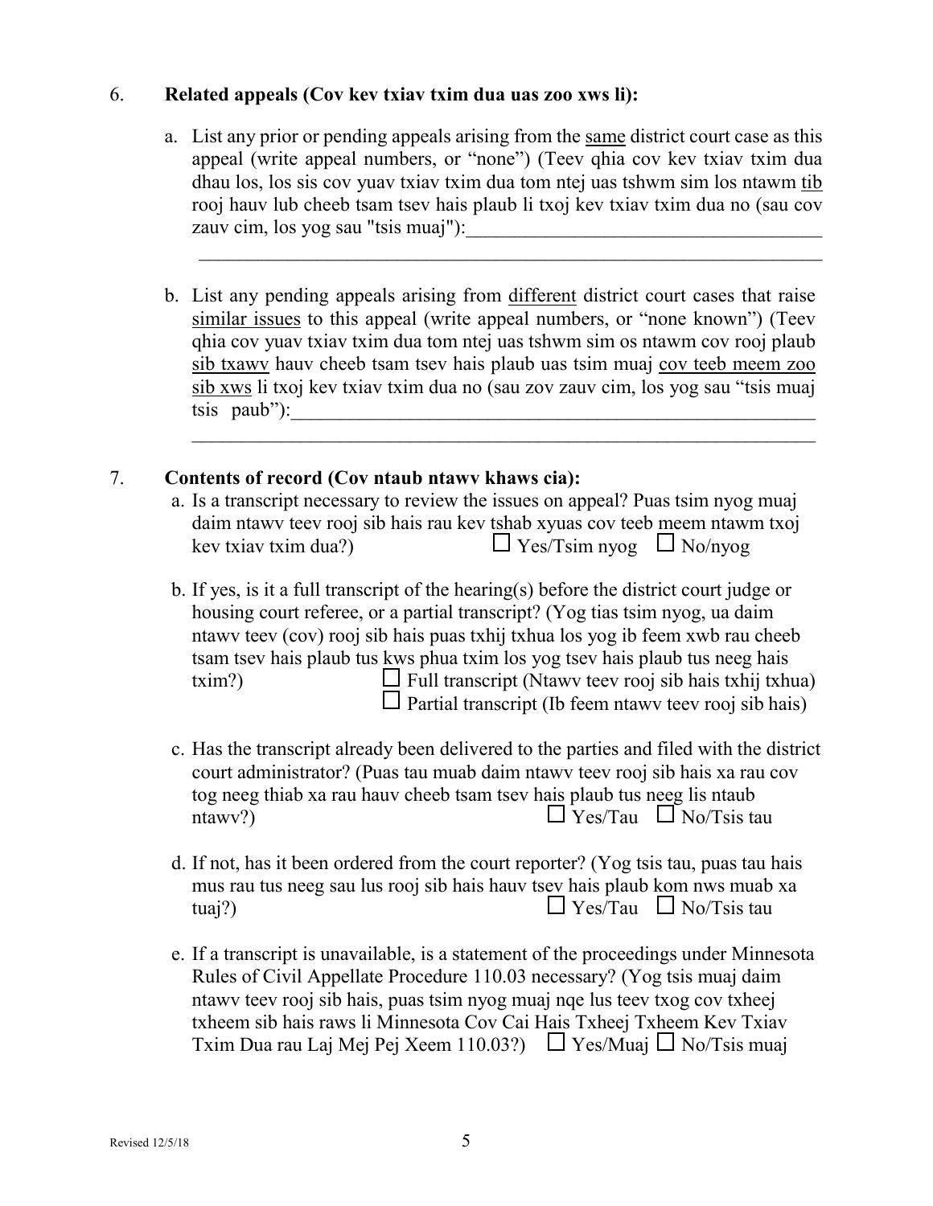6. **Related appeals (Cov kev txiav txim dua uas zoo xws li):**

   a. List any prior or pending appeals arising from the same district court case as this appeal (write appeal numbers, or "none") (Teev qhia cov kev txiav txim dua dhau los, los sis cov yuav txiav txim dua tom ntej uas tshwm sim los ntawm tib rooj hauv lub cheeb tsam tsev hais plaub li txoj kev txiav txim dua no (sau cov zauv cim, los yog sau "tsis muaj"):____________________________________

   ______________________________________________________________________

   b. List any pending appeals arising from different district court cases that raise similar issues to this appeal (write appeal numbers, or "none known") (Teev qhia cov yuav txiav txim dua tom ntej uas tshwm sim os ntawm cov rooj plaub sib txawv hauv cheeb tsam tsev hais plaub uas tsim muaj cov teeb meem zoo sib xws li txoj kev txiav txim dua no (sau zov zauv cim, los yog sau "tsis muaj tsis paub"):_______________________________________________________

   ______________________________________________________________________

7. **Contents of record (Cov ntaub ntawv khaws cia):**

   a. Is a transcript necessary to review the issues on appeal? Puas tsim nyog muaj daim ntawv teev rooj sib hais rau kev tshab xyuas cov teeb meem ntawm txoj kev txiav txim dua?) ☐ Yes/Tsim nyog ☐ No/nyog

   b. If yes, is it a full transcript of the hearing(s) before the district court judge or housing court referee, or a partial transcript? (Yog tias tsim nyog, ua daim ntawv teev (cov) rooj sib hais puas txhij txhua los yog ib feem xwb rau cheeb tsam tsev hais plaub tus kws phua txim los yog tsev hais plaub tus neeg hais txim?) ☐ Full transcript (Ntawv teev rooj sib hais txhij txhua) ☐ Partial transcript (Ib feem ntawv teev rooj sib hais)

   c. Has the transcript already been delivered to the parties and filed with the district court administrator? (Puas tau muab daim ntawv teev rooj sib hais xa rau cov tog neeg thiab xa rau hauv cheeb tsam tsev hais plaub tus neeg lis ntaub ntawv?) ☐ Yes/Tau ☐ No/Tsis tau

   d. If not, has it been ordered from the court reporter? (Yog tsis tau, puas tau hais mus rau tus neeg sau lus rooj sib hais hauv tsev hais plaub kom nws muab xa tuaj?) ☐ Yes/Tau ☐ No/Tsis tau

   e. If a transcript is unavailable, is a statement of the proceedings under Minnesota Rules of Civil Appellate Procedure 110.03 necessary? (Yog tsis muaj daim ntawv teev rooj sib hais, puas tsim nyog muaj nqe lus teev txog cov txheej txheem sib hais raws li Minnesota Cov Cai Hais Txheej Txheem Kev Txiav Txim Dua rau Laj Mej Pej Xeem 110.03?) ☐ Yes/Muaj ☐ No/Tsis muaj

Revised 12/5/18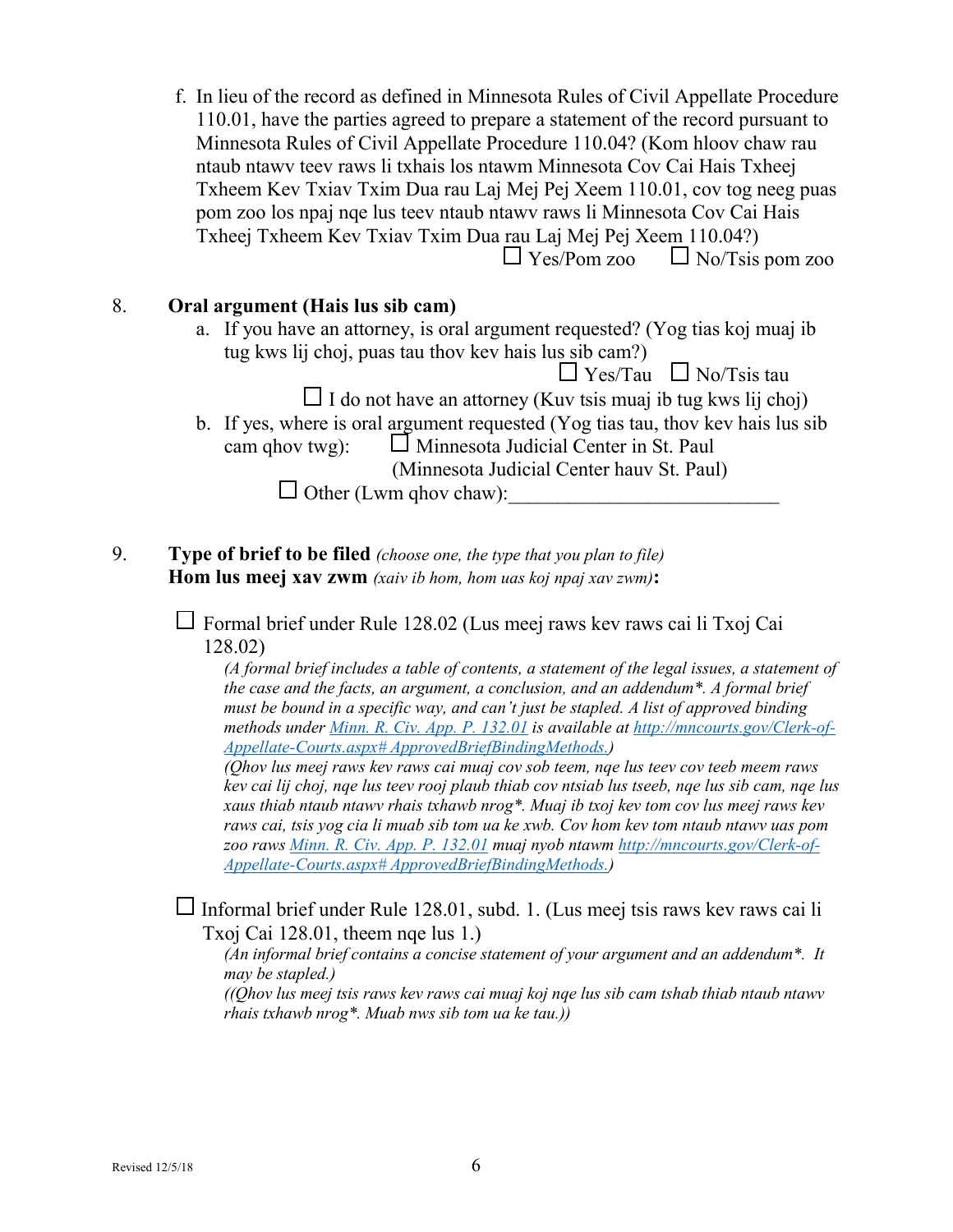f. In lieu of the record as defined in Minnesota Rules of Civil Appellate Procedure 110.01, have the parties agreed to prepare a statement of the record pursuant to Minnesota Rules of Civil Appellate Procedure 110.04? (Kom hloov chaw rau ntaub ntawv teev raws li txhais los ntawm Minnesota Cov Cai Hais Txheej Txheem Kev Txiav Txim Dua rau Laj Mej Pej Xeem 110.01, cov tog neeg puas pom zoo los npaj nqe lus teev ntaub ntawv raws li Minnesota Cov Cai Hais Txheej Txheem Kev Txiav Txim Dua rau Laj Mej Pej Xeem 110.04?)

☐ Yes/Pom zoo ☐ No/Tsis pom zoo

8. **Oral argument (Hais lus sib cam)**

a. If you have an attorney, is oral argument requested? (Yog tias koj muaj ib tug kws lij choj, puas tau thov kev hais lus sib cam?)

☐ Yes/Tau ☐ No/Tsis tau

☐ I do not have an attorney (Kuv tsis muaj ib tug kws lij choj)

b. If yes, where is oral argument requested (Yog tias tau, thov kev hais lus sib cam qhov twg): ☐ Minnesota Judicial Center in St. Paul (Minnesota Judicial Center hauv St. Paul)

☐ Other (Lwm qhov chaw):___________________________

9. **Type of brief to be filed** *(choose one, the type that you plan to file)*
**Hom lus meej xav zwm** *(xaiv ib hom, hom uas koj npaj xav zwm)*:

☐ Formal brief under Rule 128.02 (Lus meej raws kev raws cai li Txoj Cai 128.02)

*(A formal brief includes a table of contents, a statement of the legal issues, a statement of the case and the facts, an argument, a conclusion, and an addendum*. A formal brief must be bound in a specific way, and can't just be stapled. A list of approved binding methods under [Minn. R. Civ. App. P. 132.01](Minn. R. Civ. App. P. 132.01) is available at [http://mncourts.gov/Clerk-of-Appellate-Courts.aspx# ApprovedBriefBindingMethods.](http://mncourts.gov/Clerk-of-Appellate-Courts.aspx#ApprovedBriefBindingMethods))*

*(Qhov lus meej raws kev raws cai muaj cov sob teem, nqe lus teev cov teeb meem raws kev cai lij choj, nqe lus teev rooj plaub thiab cov ntsiab lus tseeb, nqe lus sib cam, nqe lus xaus thiab ntaub ntawv rhais txhawb nrog*. Muaj ib txoj kev tom cov lus meej raws kev raws cai, tsis yog cia li muab sib tom ua ke xwb. Cov hom kev tom ntaub ntawv uas pom zoo raws [Minn. R. Civ. App. P. 132.01](Minn. R. Civ. App. P. 132.01) muaj nyob ntawm [http://mncourts.gov/Clerk-of-Appellate-Courts.aspx# ApprovedBriefBindingMethods.](http://mncourts.gov/Clerk-of-Appellate-Courts.aspx#ApprovedBriefBindingMethods))*

☐ Informal brief under Rule 128.01, subd. 1. (Lus meej tsis raws kev raws cai li Txoj Cai 128.01, theem nqe lus 1.)

*(An informal brief contains a concise statement of your argument and an addendum*. It may be stapled.)*

*((Qhov lus meej tsis raws kev raws cai muaj koj nqe lus sib cam tshab thiab ntaub ntawv rhais txhawb nrog*. Muab nws sib tom ua ke tau.))*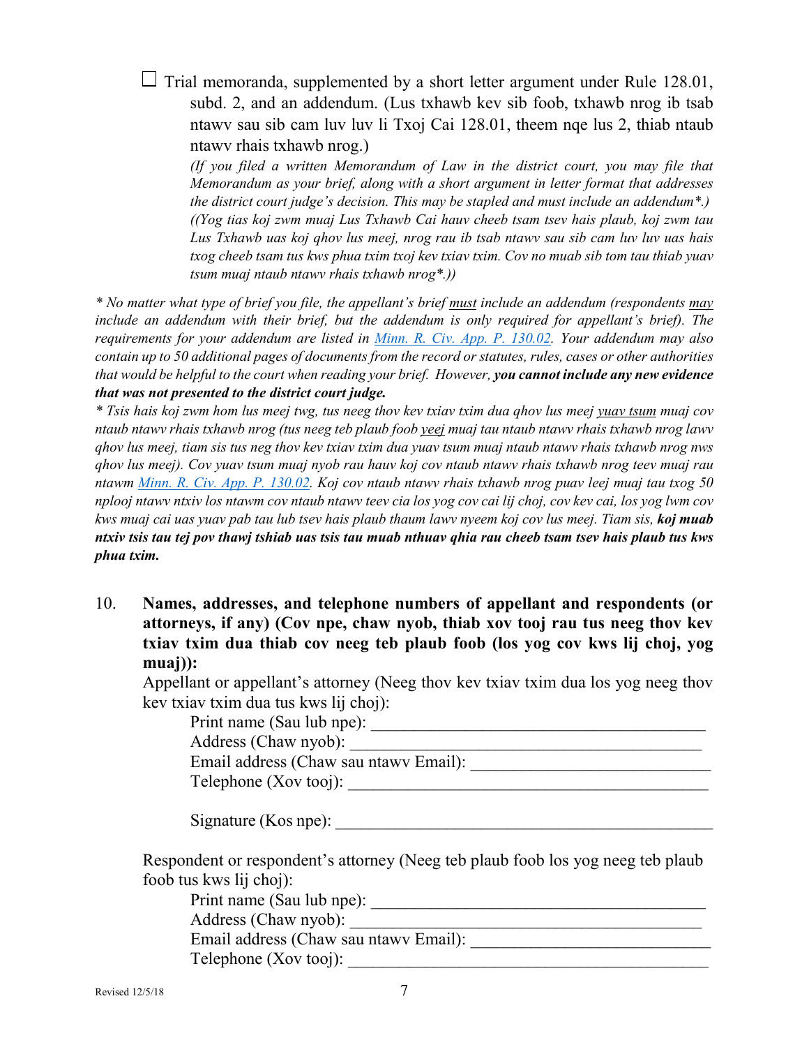☐ Trial memoranda, supplemented by a short letter argument under Rule 128.01, subd. 2, and an addendum. (Lus txhawb kev sib foob, txhawb nrog ib tsab ntawv sau sib cam luv luv li Txoj Cai 128.01, theem nqe lus 2, thiab ntaub ntawv rhais txhawb nrog.)

*(If you filed a written Memorandum of Law in the district court, you may file that Memorandum as your brief, along with a short argument in letter format that addresses the district court judge's decision. This may be stapled and must include an addendum*.)*

*((Yog tias koj zwm muaj Lus Txhawb Cai hauv cheeb tsam tsev hais plaub, koj zwm tau Lus Txhawb uas koj qhov lus meej, nrog rau ib tsab ntawv sau sib cam luv luv uas hais txog cheeb tsam tus kws phua txim txoj kev txiav txim. Cov no muab sib tom tau thiab yuav tsum muaj ntaub ntawv rhais txhawb nrog*.))*

*\* No matter what type of brief you file, the appellant's brief <u>must</u> include an addendum (respondents <u>may</u> include an addendum with their brief, but the addendum is only required for appellant's brief). The requirements for your addendum are listed in [Minn. R. Civ. App. P. 130.02](). Your addendum may also contain up to 50 additional pages of documents from the record or statutes, rules, cases or other authorities that would be helpful to the court when reading your brief. However, **you cannot include any new evidence that was not presented to the district court judge.***

*\* Tsis hais koj zwm hom lus meej twg, tus neeg thov kev txiav txim dua qhov lus meej <u>yuav tsum</u> muaj cov ntaub ntawv rhais txhawb nrog (tus neeg teb plaub foob <u>yeej</u> muaj tau ntaub ntawv rhais txhawb nrog lawv qhov lus meej, tiam sis tus neg thov kev txiav txim dua yuav tsum muaj ntaub ntawv rhais txhawb nrog nws qhov lus meej). Cov yuav tsum muaj nyob rau hauv koj cov ntaub ntawv rhais txhawb nrog teev muaj rau ntawm [Minn. R. Civ. App. P. 130.02](). Koj cov ntaub ntawv rhais txhawb nrog puav leej muaj tau txog 50 nplooj ntawv ntxiv los ntawm cov ntaub ntawv teev cia los yog cov cai lij choj, cov kev cai, los yog lwm cov kws muaj cai uas yuav pab tau lub tsev hais plaub thaum lawv nyeem koj cov lus meej. Tiam sis, **koj muab ntxiv tsis tau tej pov thawj tshiab uas tsis tau muab nthuav qhia rau cheeb tsam tsev hais plaub tus kws phua txim.***

10. **Names, addresses, and telephone numbers of appellant and respondents (or attorneys, if any) (Cov npe, chaw nyob, thiab xov tooj rau tus neeg thov kev txiav txim dua thiab cov neeg teb plaub foob (los yog cov kws lij choj, yog muaj)):**

Appellant or appellant's attorney (Neeg thov kev txiav txim dua los yog neeg thov kev txiav txim dua tus kws lij choj):

Print name (Sau lub npe): ________________________________________

Address (Chaw nyob): ________________________________________

Email address (Chaw sau ntawv Email): ____________________________

Telephone (Xov tooj): ________________________________________

Signature (Kos npe): ________________________________________

Respondent or respondent's attorney (Neeg teb plaub foob los yog neeg teb plaub foob tus kws lij choj):

Print name (Sau lub npe): ________________________________________

Address (Chaw nyob): ________________________________________

Email address (Chaw sau ntawv Email): ____________________________

Telephone (Xov tooj): ________________________________________

Revised 12/5/18